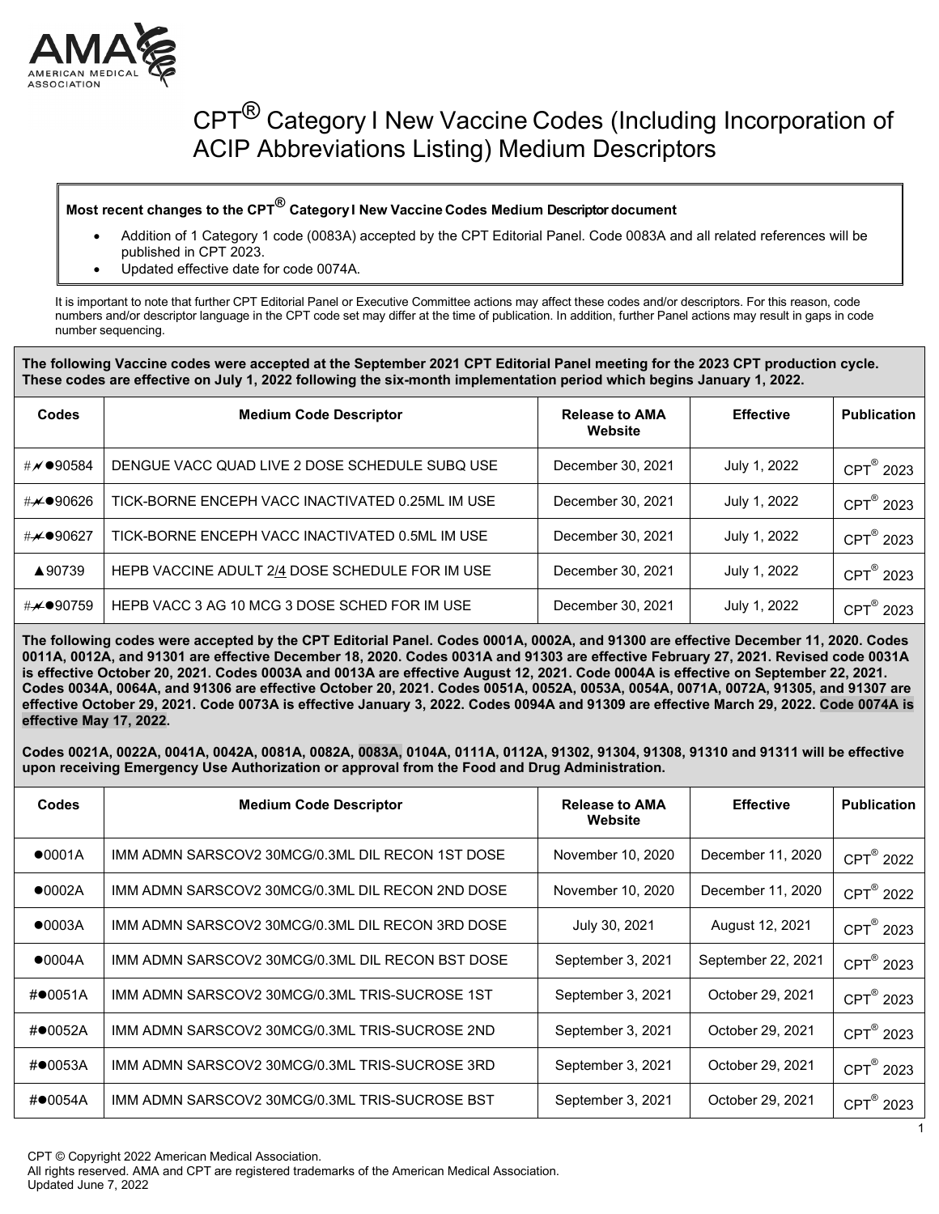# CPT® Category I New Vaccine Codes (Including Incorporation of ACIP Abbreviations Listing) Medium Descriptors

**Most recent changes to the CPT® Category I New Vaccine Codes Medium Descriptor document**

- Addition of 1 Category 1 code (0083A) accepted by the CPT Editorial Panel. Code 0083A and all related references will be published in CPT 2023.
- Updated effective date for code 0074A.

It is important to note that further CPT Editorial Panel or Executive Committee actions may affect these codes and/or descriptors. For this reason, code numbers and/or descriptor language in the CPT code set may differ at the time of publication. In addition, further Panel actions may result in gaps in code number sequencing.

**The following Vaccine codes were accepted at the September 2021 CPT Editorial Panel meeting for the 2023 CPT production cycle. These codes are effective on July 1, 2022 following the six-month implementation period which begins January 1, 2022.**

| Codes | Medium Code Descriptor | Release to AMA Website | Effective | Publication |
|---|---|---|---|---|
| #⚡●90584 | DENGUE VACC QUAD LIVE 2 DOSE SCHEDULE SUBQ USE | December 30, 2021 | July 1, 2022 | CPT® 2023 |
| #⚡●90626 | TICK-BORNE ENCEPH VACC INACTIVATED 0.25ML IM USE | December 30, 2021 | July 1, 2022 | CPT® 2023 |
| #⚡●90627 | TICK-BORNE ENCEPH VACC INACTIVATED 0.5ML IM USE | December 30, 2021 | July 1, 2022 | CPT® 2023 |
| ▲90739 | HEPB VACCINE ADULT 2/4 DOSE SCHEDULE FOR IM USE | December 30, 2021 | July 1, 2022 | CPT® 2023 |
| #⚡●90759 | HEPB VACC 3 AG 10 MCG 3 DOSE SCHED FOR IM USE | December 30, 2021 | July 1, 2022 | CPT® 2023 |

**The following codes were accepted by the CPT Editorial Panel. Codes 0001A, 0002A, and 91300 are effective December 11, 2020. Codes 0011A, 0012A, and 91301 are effective December 18, 2020. Codes 0031A and 91303 are effective February 27, 2021. Revised code 0031A is effective October 20, 2021. Codes 0003A and 0013A are effective August 12, 2021. Code 0004A is effective on September 22, 2021. Codes 0034A, 0064A, and 91306 are effective October 20, 2021. Codes 0051A, 0052A, 0053A, 0054A, 0071A, 0072A, 91305, and 91307 are effective October 29, 2021. Code 0073A is effective January 3, 2022. Codes 0094A and 91309 are effective March 29, 2022. Code 0074A is effective May 17, 2022.**

**Codes 0021A, 0022A, 0041A, 0042A, 0081A, 0082A, 0083A, 0104A, 0111A, 0112A, 91302, 91304, 91308, 91310 and 91311 will be effective upon receiving Emergency Use Authorization or approval from the Food and Drug Administration.**

| Codes | Medium Code Descriptor | Release to AMA Website | Effective | Publication |
|---|---|---|---|---|
| ●0001A | IMM ADMN SARSCOV2 30MCG/0.3ML DIL RECON 1ST DOSE | November 10, 2020 | December 11, 2020 | CPT® 2022 |
| ●0002A | IMM ADMN SARSCOV2 30MCG/0.3ML DIL RECON 2ND DOSE | November 10, 2020 | December 11, 2020 | CPT® 2022 |
| ●0003A | IMM ADMN SARSCOV2 30MCG/0.3ML DIL RECON 3RD DOSE | July 30, 2021 | August 12, 2021 | CPT® 2023 |
| ●0004A | IMM ADMN SARSCOV2 30MCG/0.3ML DIL RECON BST DOSE | September 3, 2021 | September 22, 2021 | CPT® 2023 |
| #●0051A | IMM ADMN SARSCOV2 30MCG/0.3ML TRIS-SUCROSE 1ST | September 3, 2021 | October 29, 2021 | CPT® 2023 |
| #●0052A | IMM ADMN SARSCOV2 30MCG/0.3ML TRIS-SUCROSE 2ND | September 3, 2021 | October 29, 2021 | CPT® 2023 |
| #●0053A | IMM ADMN SARSCOV2 30MCG/0.3ML TRIS-SUCROSE 3RD | September 3, 2021 | October 29, 2021 | CPT® 2023 |
| #●0054A | IMM ADMN SARSCOV2 30MCG/0.3ML TRIS-SUCROSE BST | September 3, 2021 | October 29, 2021 | CPT® 2023 |

CPT © Copyright 2022 American Medical Association.
All rights reserved. AMA and CPT are registered trademarks of the American Medical Association.
Updated June 7, 2022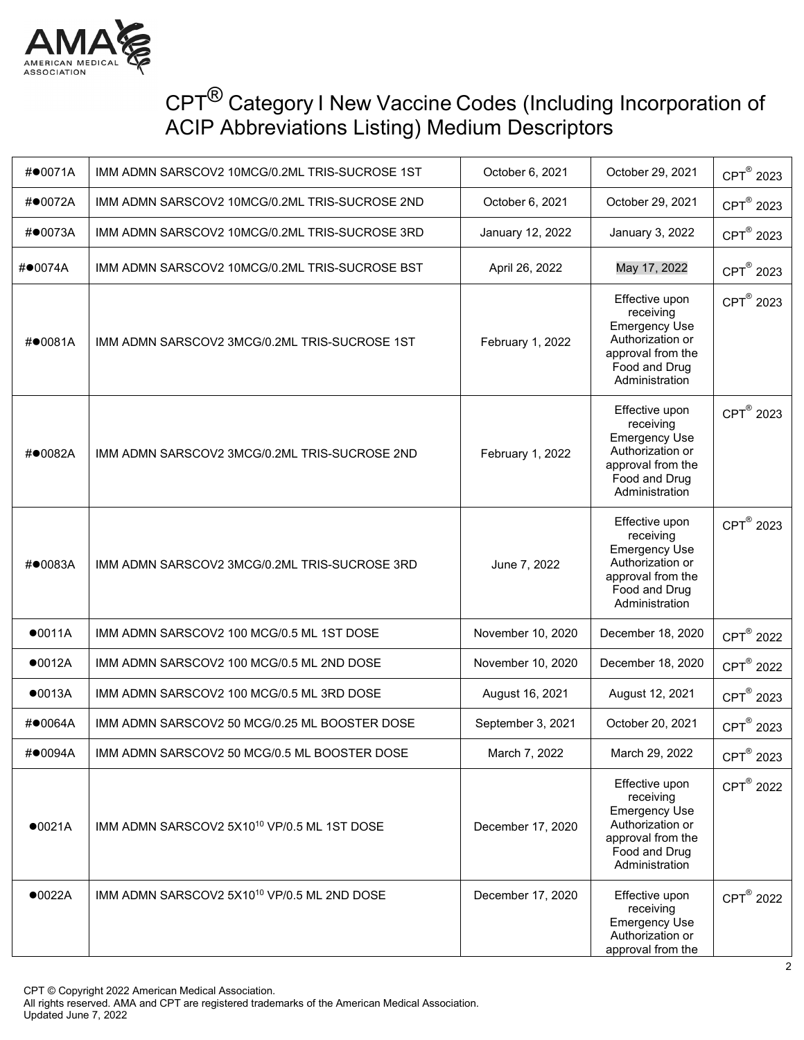# CPT® Category I New Vaccine Codes (Including Incorporation of ACIP Abbreviations Listing) Medium Descriptors

| | | | | |
|---|---|---|---|---|
| #●0071A | IMM ADMN SARSCOV2 10MCG/0.2ML TRIS-SUCROSE 1ST | October 6, 2021 | October 29, 2021 | CPT® 2023 |
| #●0072A | IMM ADMN SARSCOV2 10MCG/0.2ML TRIS-SUCROSE 2ND | October 6, 2021 | October 29, 2021 | CPT® 2023 |
| #●0073A | IMM ADMN SARSCOV2 10MCG/0.2ML TRIS-SUCROSE 3RD | January 12, 2022 | January 3, 2022 | CPT® 2023 |
| #●0074A | IMM ADMN SARSCOV2 10MCG/0.2ML TRIS-SUCROSE BST | April 26, 2022 | May 17, 2022 | CPT® 2023 |
| #●0081A | IMM ADMN SARSCOV2 3MCG/0.2ML TRIS-SUCROSE 1ST | February 1, 2022 | Effective upon receiving Emergency Use Authorization or approval from the Food and Drug Administration | CPT® 2023 |
| #●0082A | IMM ADMN SARSCOV2 3MCG/0.2ML TRIS-SUCROSE 2ND | February 1, 2022 | Effective upon receiving Emergency Use Authorization or approval from the Food and Drug Administration | CPT® 2023 |
| #●0083A | IMM ADMN SARSCOV2 3MCG/0.2ML TRIS-SUCROSE 3RD | June 7, 2022 | Effective upon receiving Emergency Use Authorization or approval from the Food and Drug Administration | CPT® 2023 |
| ●0011A | IMM ADMN SARSCOV2 100 MCG/0.5 ML 1ST DOSE | November 10, 2020 | December 18, 2020 | CPT® 2022 |
| ●0012A | IMM ADMN SARSCOV2 100 MCG/0.5 ML 2ND DOSE | November 10, 2020 | December 18, 2020 | CPT® 2022 |
| ●0013A | IMM ADMN SARSCOV2 100 MCG/0.5 ML 3RD DOSE | August 16, 2021 | August 12, 2021 | CPT® 2023 |
| #●0064A | IMM ADMN SARSCOV2 50 MCG/0.25 ML BOOSTER DOSE | September 3, 2021 | October 20, 2021 | CPT® 2023 |
| #●0094A | IMM ADMN SARSCOV2 50 MCG/0.5 ML BOOSTER DOSE | March 7, 2022 | March 29, 2022 | CPT® 2023 |
| ●0021A | IMM ADMN SARSCOV2 $5X10^{10}$ VP/0.5 ML 1ST DOSE | December 17, 2020 | Effective upon receiving Emergency Use Authorization or approval from the Food and Drug Administration | CPT® 2022 |
| ●0022A | IMM ADMN SARSCOV2 $5X10^{10}$ VP/0.5 ML 2ND DOSE | December 17, 2020 | Effective upon receiving Emergency Use Authorization or approval from the | CPT® 2022 |

CPT © Copyright 2022 American Medical Association.
All rights reserved. AMA and CPT are registered trademarks of the American Medical Association.
Updated June 7, 2022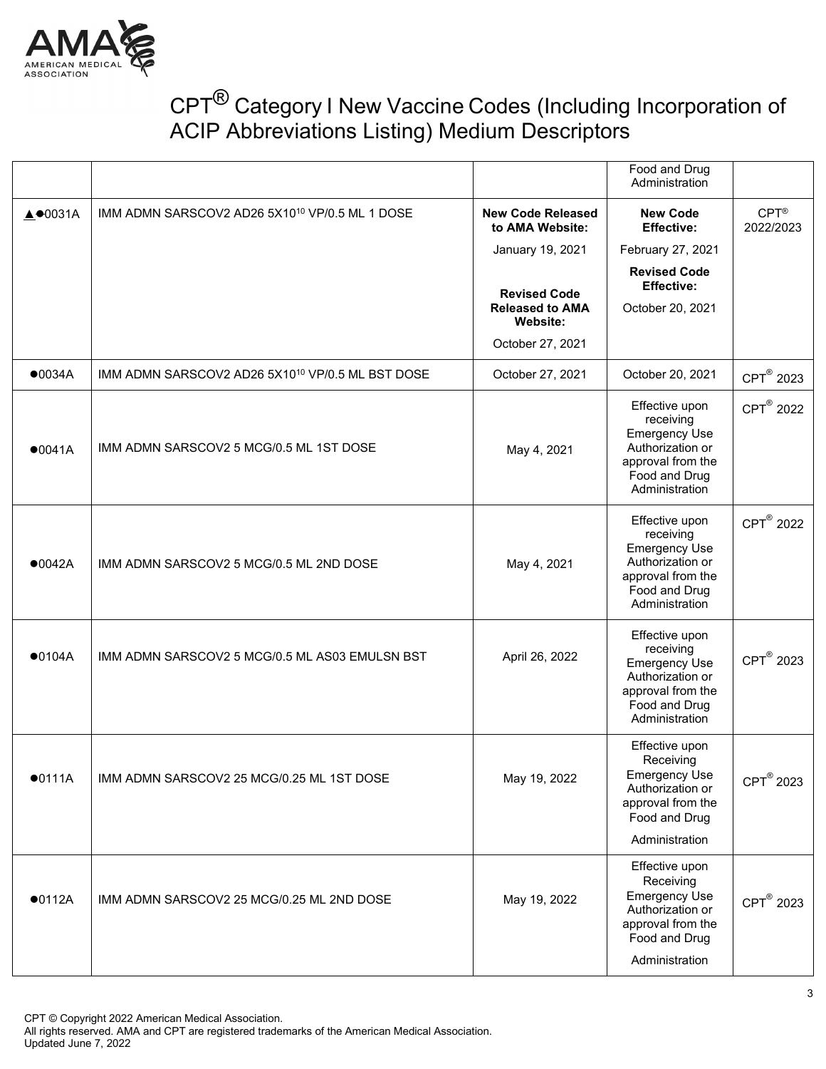# CPT® Category I New Vaccine Codes (Including Incorporation of ACIP Abbreviations Listing) Medium Descriptors

| | | | | |
|---|---|---|---|---|
| | | | Food and Drug Administration | |
| ▲●0031A | IMM ADMN SARSCOV2 AD26 $5X10^{10}$ VP/0.5 ML 1 DOSE | **New Code Released to AMA Website:** January 19, 2021 **Revised Code Released to AMA Website:** October 27, 2021 | **New Code Effective:** February 27, 2021 **Revised Code Effective:** October 20, 2021 | CPT® 2022/2023 |
| ●0034A | IMM ADMN SARSCOV2 AD26 $5X10^{10}$ VP/0.5 ML BST DOSE | October 27, 2021 | October 20, 2021 | CPT® 2023 |
| ●0041A | IMM ADMN SARSCOV2 5 MCG/0.5 ML 1ST DOSE | May 4, 2021 | Effective upon receiving Emergency Use Authorization or approval from the Food and Drug Administration | CPT® 2022 |
| ●0042A | IMM ADMN SARSCOV2 5 MCG/0.5 ML 2ND DOSE | May 4, 2021 | Effective upon receiving Emergency Use Authorization or approval from the Food and Drug Administration | CPT® 2022 |
| ●0104A | IMM ADMN SARSCOV2 5 MCG/0.5 ML AS03 EMULSN BST | April 26, 2022 | Effective upon receiving Emergency Use Authorization or approval from the Food and Drug Administration | CPT® 2023 |
| ●0111A | IMM ADMN SARSCOV2 25 MCG/0.25 ML 1ST DOSE | May 19, 2022 | Effective upon Receiving Emergency Use Authorization or approval from the Food and Drug Administration | CPT® 2023 |
| ●0112A | IMM ADMN SARSCOV2 25 MCG/0.25 ML 2ND DOSE | May 19, 2022 | Effective upon Receiving Emergency Use Authorization or approval from the Food and Drug Administration | CPT® 2023 |

CPT © Copyright 2022 American Medical Association.
All rights reserved. AMA and CPT are registered trademarks of the American Medical Association.
Updated June 7, 2022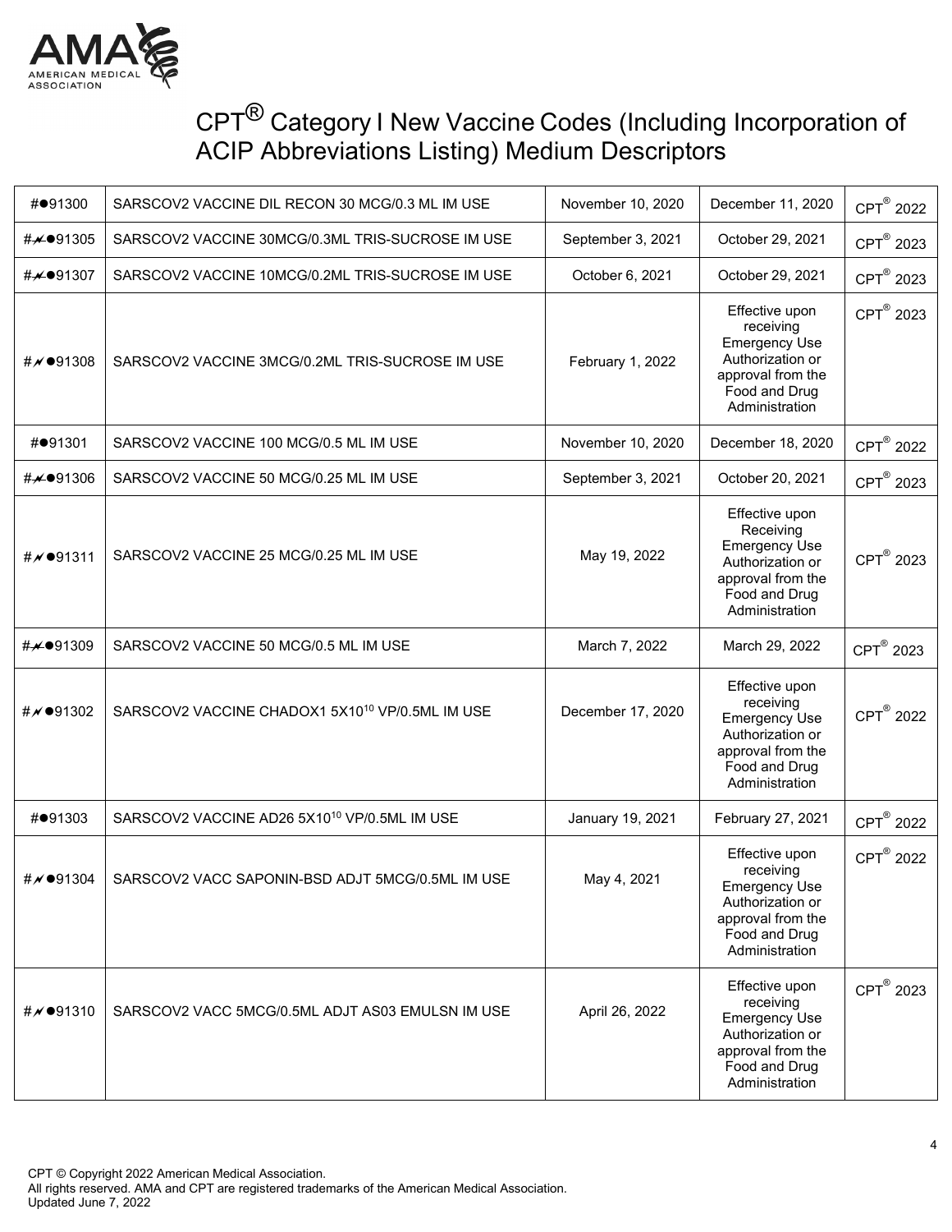# CPT® Category I New Vaccine Codes (Including Incorporation of ACIP Abbreviations Listing) Medium Descriptors

| | | | | |
|---|---|---|---|---|
| #●91300 | SARSCOV2 VACCINE DIL RECON 30 MCG/0.3 ML IM USE | November 10, 2020 | December 11, 2020 | CPT® 2022 |
| #⁄●91305 | SARSCOV2 VACCINE 30MCG/0.3ML TRIS-SUCROSE IM USE | September 3, 2021 | October 29, 2021 | CPT® 2023 |
| #⁄●91307 | SARSCOV2 VACCINE 10MCG/0.2ML TRIS-SUCROSE IM USE | October 6, 2021 | October 29, 2021 | CPT® 2023 |
| #⁄●91308 | SARSCOV2 VACCINE 3MCG/0.2ML TRIS-SUCROSE IM USE | February 1, 2022 | Effective upon receiving Emergency Use Authorization or approval from the Food and Drug Administration | CPT® 2023 |
| #●91301 | SARSCOV2 VACCINE 100 MCG/0.5 ML IM USE | November 10, 2020 | December 18, 2020 | CPT® 2022 |
| #⁄●91306 | SARSCOV2 VACCINE 50 MCG/0.25 ML IM USE | September 3, 2021 | October 20, 2021 | CPT® 2023 |
| #⁄●91311 | SARSCOV2 VACCINE 25 MCG/0.25 ML IM USE | May 19, 2022 | Effective upon Receiving Emergency Use Authorization or approval from the Food and Drug Administration | CPT® 2023 |
| #⁄●91309 | SARSCOV2 VACCINE 50 MCG/0.5 ML IM USE | March 7, 2022 | March 29, 2022 | CPT® 2023 |
| #⁄●91302 | SARSCOV2 VACCINE CHADOX1 5X$10^{10}$ VP/0.5ML IM USE | December 17, 2020 | Effective upon receiving Emergency Use Authorization or approval from the Food and Drug Administration | CPT® 2022 |
| #●91303 | SARSCOV2 VACCINE AD26 5X$10^{10}$ VP/0.5ML IM USE | January 19, 2021 | February 27, 2021 | CPT® 2022 |
| #⁄●91304 | SARSCOV2 VACC SAPONIN-BSD ADJT 5MCG/0.5ML IM USE | May 4, 2021 | Effective upon receiving Emergency Use Authorization or approval from the Food and Drug Administration | CPT® 2022 |
| #⁄●91310 | SARSCOV2 VACC 5MCG/0.5ML ADJT AS03 EMULSN IM USE | April 26, 2022 | Effective upon receiving Emergency Use Authorization or approval from the Food and Drug Administration | CPT® 2023 |

CPT © Copyright 2022 American Medical Association.
All rights reserved. AMA and CPT are registered trademarks of the American Medical Association.
Updated June 7, 2022